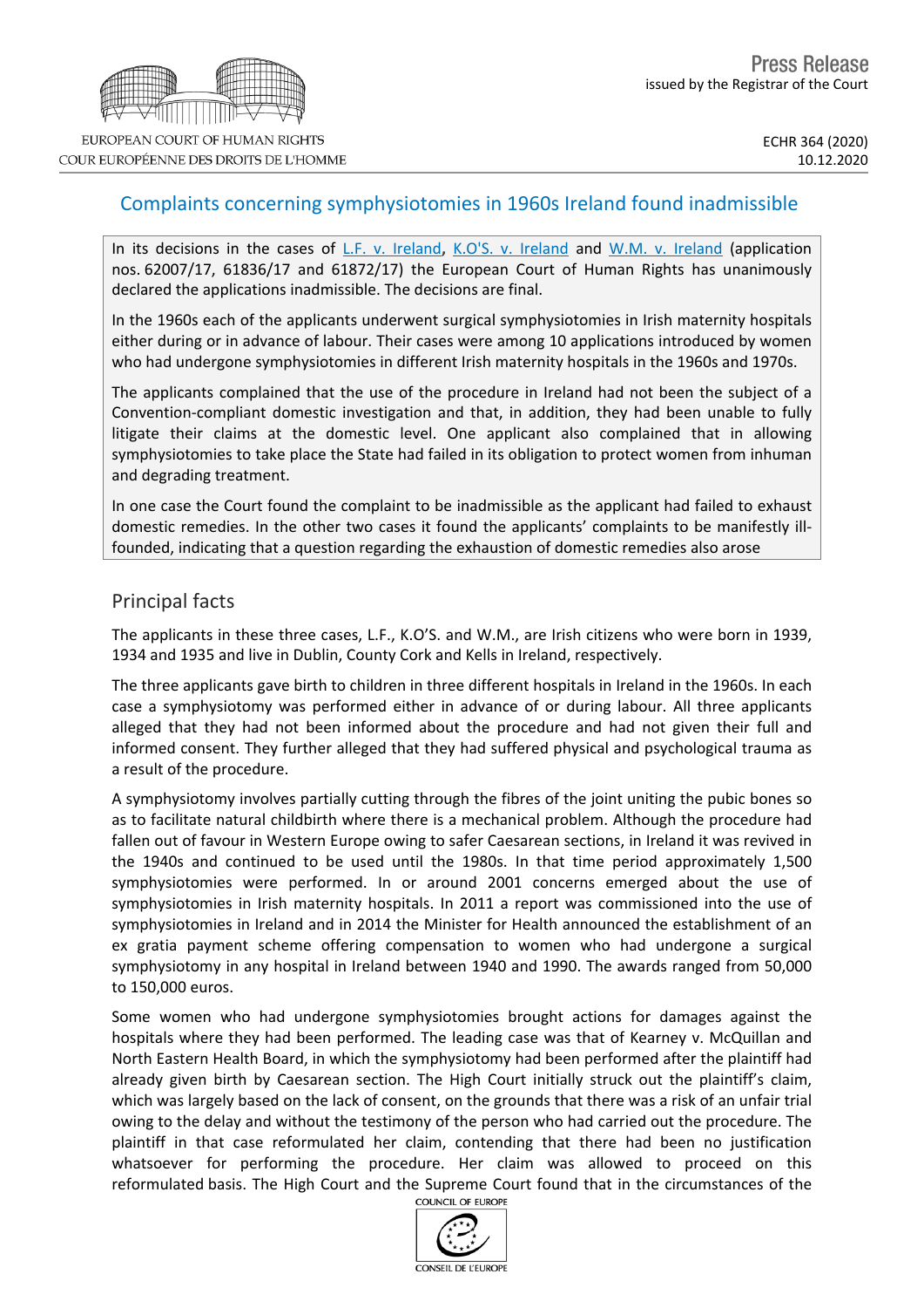Press Release
issued by the Registrar of the Court

EUROPEAN COURT OF HUMAN RIGHTS
COUR EUROPÉENNE DES DROITS DE L'HOMME

ECHR 364 (2020)
10.12.2020

# Complaints concerning symphysiotomies in 1960s Ireland found inadmissible

In its decisions in the cases of L.F. v. Ireland, K.O'S. v. Ireland and W.M. v. Ireland (application nos. 62007/17, 61836/17 and 61872/17) the European Court of Human Rights has unanimously declared the applications inadmissible. The decisions are final.

In the 1960s each of the applicants underwent surgical symphysiotomies in Irish maternity hospitals either during or in advance of labour. Their cases were among 10 applications introduced by women who had undergone symphysiotomies in different Irish maternity hospitals in the 1960s and 1970s.

The applicants complained that the use of the procedure in Ireland had not been the subject of a Convention-compliant domestic investigation and that, in addition, they had been unable to fully litigate their claims at the domestic level. One applicant also complained that in allowing symphysiotomies to take place the State had failed in its obligation to protect women from inhuman and degrading treatment.

In one case the Court found the complaint to be inadmissible as the applicant had failed to exhaust domestic remedies. In the other two cases it found the applicants' complaints to be manifestly ill-founded, indicating that a question regarding the exhaustion of domestic remedies also arose

## Principal facts

The applicants in these three cases, L.F., K.O'S. and W.M., are Irish citizens who were born in 1939, 1934 and 1935 and live in Dublin, County Cork and Kells in Ireland, respectively.

The three applicants gave birth to children in three different hospitals in Ireland in the 1960s. In each case a symphysiotomy was performed either in advance of or during labour. All three applicants alleged that they had not been informed about the procedure and had not given their full and informed consent. They further alleged that they had suffered physical and psychological trauma as a result of the procedure.

A symphysiotomy involves partially cutting through the fibres of the joint uniting the pubic bones so as to facilitate natural childbirth where there is a mechanical problem. Although the procedure had fallen out of favour in Western Europe owing to safer Caesarean sections, in Ireland it was revived in the 1940s and continued to be used until the 1980s. In that time period approximately 1,500 symphysiotomies were performed. In or around 2001 concerns emerged about the use of symphysiotomies in Irish maternity hospitals. In 2011 a report was commissioned into the use of symphysiotomies in Ireland and in 2014 the Minister for Health announced the establishment of an ex gratia payment scheme offering compensation to women who had undergone a surgical symphysiotomy in any hospital in Ireland between 1940 and 1990. The awards ranged from 50,000 to 150,000 euros.

Some women who had undergone symphysiotomies brought actions for damages against the hospitals where they had been performed. The leading case was that of Kearney v. McQuillan and North Eastern Health Board, in which the symphysiotomy had been performed after the plaintiff had already given birth by Caesarean section. The High Court initially struck out the plaintiff's claim, which was largely based on the lack of consent, on the grounds that there was a risk of an unfair trial owing to the delay and without the testimony of the person who had carried out the procedure. The plaintiff in that case reformulated her claim, contending that there had been no justification whatsoever for performing the procedure. Her claim was allowed to proceed on this reformulated basis. The High Court and the Supreme Court found that in the circumstances of the

COUNCIL OF EUROPE
CONSEIL DE L'EUROPE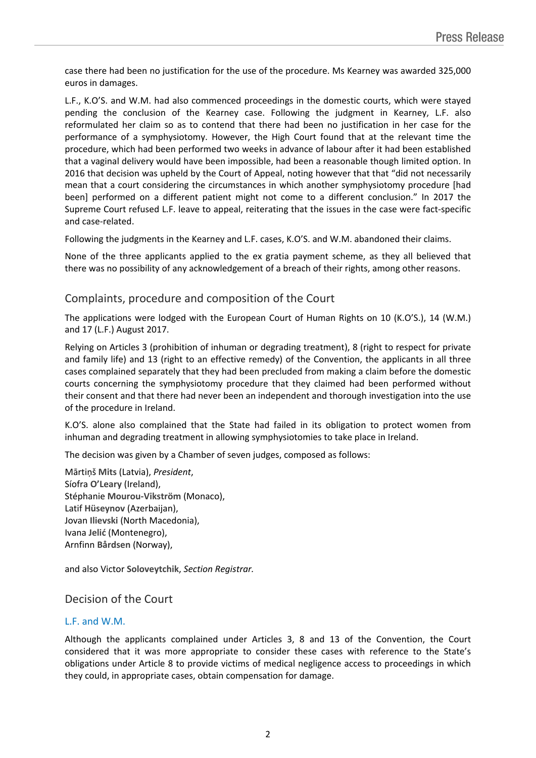case there had been no justification for the use of the procedure. Ms Kearney was awarded 325,000 euros in damages.

L.F., K.O'S. and W.M. had also commenced proceedings in the domestic courts, which were stayed pending the conclusion of the Kearney case. Following the judgment in Kearney, L.F. also reformulated her claim so as to contend that there had been no justification in her case for the performance of a symphysiotomy. However, the High Court found that at the relevant time the procedure, which had been performed two weeks in advance of labour after it had been established that a vaginal delivery would have been impossible, had been a reasonable though limited option. In 2016 that decision was upheld by the Court of Appeal, noting however that that "did not necessarily mean that a court considering the circumstances in which another symphysiotomy procedure [had been] performed on a different patient might not come to a different conclusion." In 2017 the Supreme Court refused L.F. leave to appeal, reiterating that the issues in the case were fact-specific and case-related.

Following the judgments in the Kearney and L.F. cases, K.O'S. and W.M. abandoned their claims.

None of the three applicants applied to the ex gratia payment scheme, as they all believed that there was no possibility of any acknowledgement of a breach of their rights, among other reasons.

## Complaints, procedure and composition of the Court

The applications were lodged with the European Court of Human Rights on 10 (K.O'S.), 14 (W.M.) and 17 (L.F.) August 2017.

Relying on Articles 3 (prohibition of inhuman or degrading treatment), 8 (right to respect for private and family life) and 13 (right to an effective remedy) of the Convention, the applicants in all three cases complained separately that they had been precluded from making a claim before the domestic courts concerning the symphysiotomy procedure that they claimed had been performed without their consent and that there had never been an independent and thorough investigation into the use of the procedure in Ireland.

K.O'S. alone also complained that the State had failed in its obligation to protect women from inhuman and degrading treatment in allowing symphysiotomies to take place in Ireland.

The decision was given by a Chamber of seven judges, composed as follows:

Mārtiņš **Mits** (Latvia), *President*,
Síofra **O'Leary** (Ireland),
Stéphanie **Mourou-Vikström** (Monaco),
Latif **Hüseynov** (Azerbaijan),
Jovan **Ilievski** (North Macedonia),
Ivana **Jelić** (Montenegro),
Arnfinn **Bårdsen** (Norway),

and also Victor **Soloveytchik**, *Section Registrar.*

## Decision of the Court

### L.F. and W.M.

Although the applicants complained under Articles 3, 8 and 13 of the Convention, the Court considered that it was more appropriate to consider these cases with reference to the State's obligations under Article 8 to provide victims of medical negligence access to proceedings in which they could, in appropriate cases, obtain compensation for damage.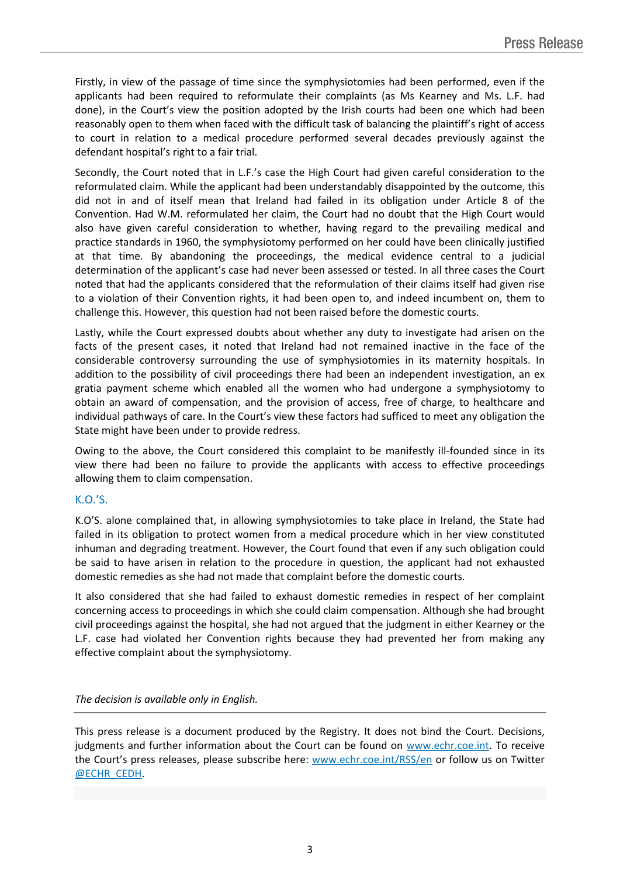Firstly, in view of the passage of time since the symphysiotomies had been performed, even if the applicants had been required to reformulate their complaints (as Ms Kearney and Ms. L.F. had done), in the Court's view the position adopted by the Irish courts had been one which had been reasonably open to them when faced with the difficult task of balancing the plaintiff's right of access to court in relation to a medical procedure performed several decades previously against the defendant hospital's right to a fair trial.

Secondly, the Court noted that in L.F.'s case the High Court had given careful consideration to the reformulated claim. While the applicant had been understandably disappointed by the outcome, this did not in and of itself mean that Ireland had failed in its obligation under Article 8 of the Convention. Had W.M. reformulated her claim, the Court had no doubt that the High Court would also have given careful consideration to whether, having regard to the prevailing medical and practice standards in 1960, the symphysiotomy performed on her could have been clinically justified at that time. By abandoning the proceedings, the medical evidence central to a judicial determination of the applicant's case had never been assessed or tested. In all three cases the Court noted that had the applicants considered that the reformulation of their claims itself had given rise to a violation of their Convention rights, it had been open to, and indeed incumbent on, them to challenge this. However, this question had not been raised before the domestic courts.

Lastly, while the Court expressed doubts about whether any duty to investigate had arisen on the facts of the present cases, it noted that Ireland had not remained inactive in the face of the considerable controversy surrounding the use of symphysiotomies in its maternity hospitals. In addition to the possibility of civil proceedings there had been an independent investigation, an ex gratia payment scheme which enabled all the women who had undergone a symphysiotomy to obtain an award of compensation, and the provision of access, free of charge, to healthcare and individual pathways of care. In the Court's view these factors had sufficed to meet any obligation the State might have been under to provide redress.

Owing to the above, the Court considered this complaint to be manifestly ill-founded since in its view there had been no failure to provide the applicants with access to effective proceedings allowing them to claim compensation.

## K.O.'S.

K.O'S. alone complained that, in allowing symphysiotomies to take place in Ireland, the State had failed in its obligation to protect women from a medical procedure which in her view constituted inhuman and degrading treatment. However, the Court found that even if any such obligation could be said to have arisen in relation to the procedure in question, the applicant had not exhausted domestic remedies as she had not made that complaint before the domestic courts.

It also considered that she had failed to exhaust domestic remedies in respect of her complaint concerning access to proceedings in which she could claim compensation. Although she had brought civil proceedings against the hospital, she had not argued that the judgment in either Kearney or the L.F. case had violated her Convention rights because they had prevented her from making any effective complaint about the symphysiotomy.

*The decision is available only in English.*

---

This press release is a document produced by the Registry. It does not bind the Court. Decisions, judgments and further information about the Court can be found on www.echr.coe.int. To receive the Court's press releases, please subscribe here: www.echr.coe.int/RSS/en or follow us on Twitter @ECHR_CEDH.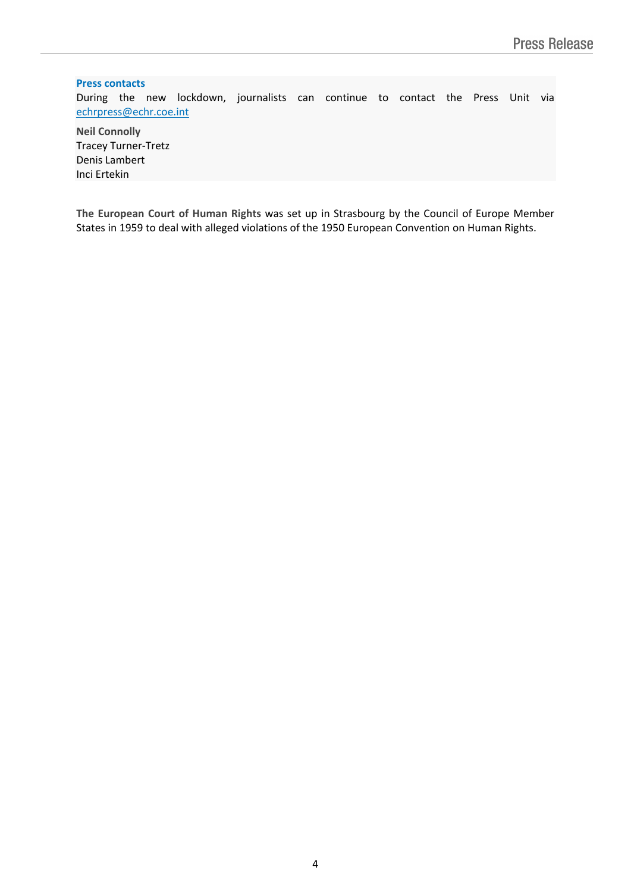**Press contacts**

During the new lockdown, journalists can continue to contact the Press Unit via echrpress@echr.coe.int

**Neil Connolly**
Tracey Turner-Tretz
Denis Lambert
Inci Ertekin

**The European Court of Human Rights** was set up in Strasbourg by the Council of Europe Member States in 1959 to deal with alleged violations of the 1950 European Convention on Human Rights.